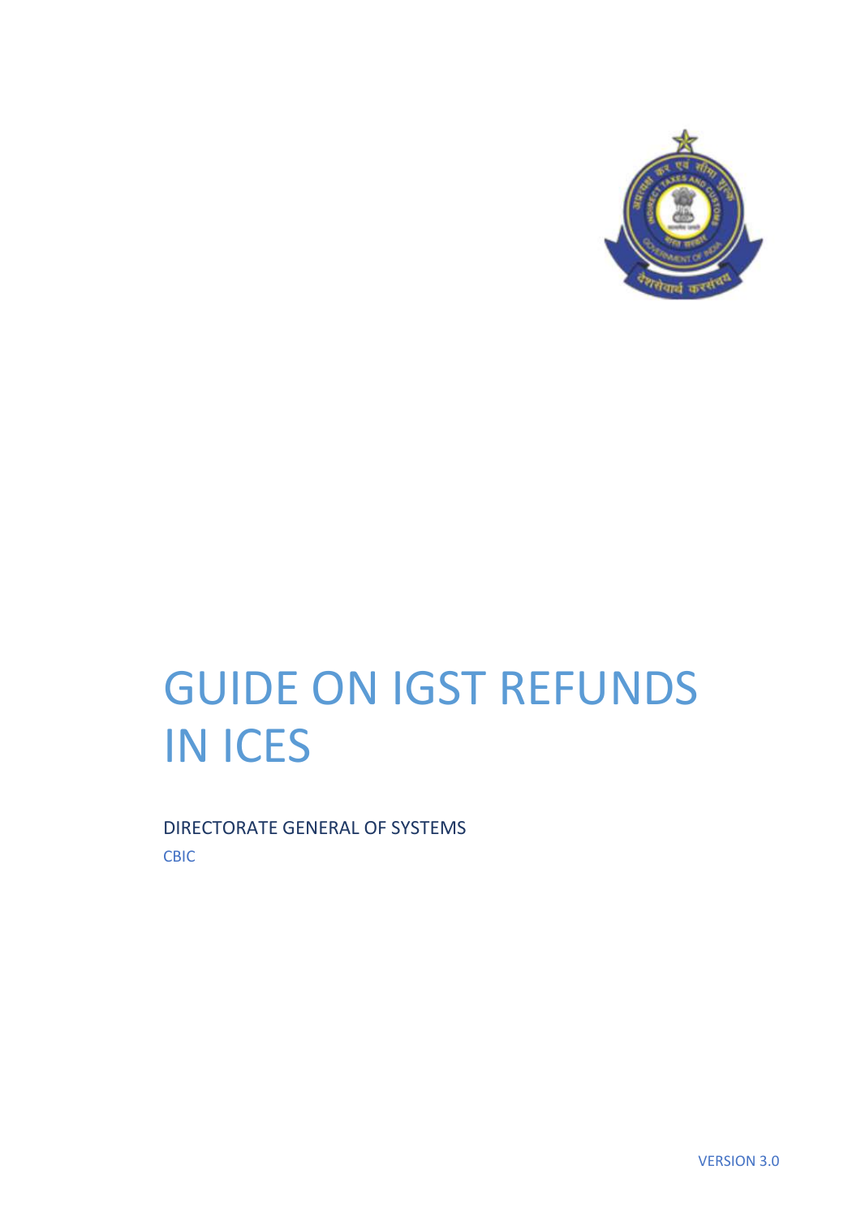# GUIDE ON IGST REFUNDS IN ICES

DIRECTORATE GENERAL OF SYSTEMS

CBIC

VERSION 3.0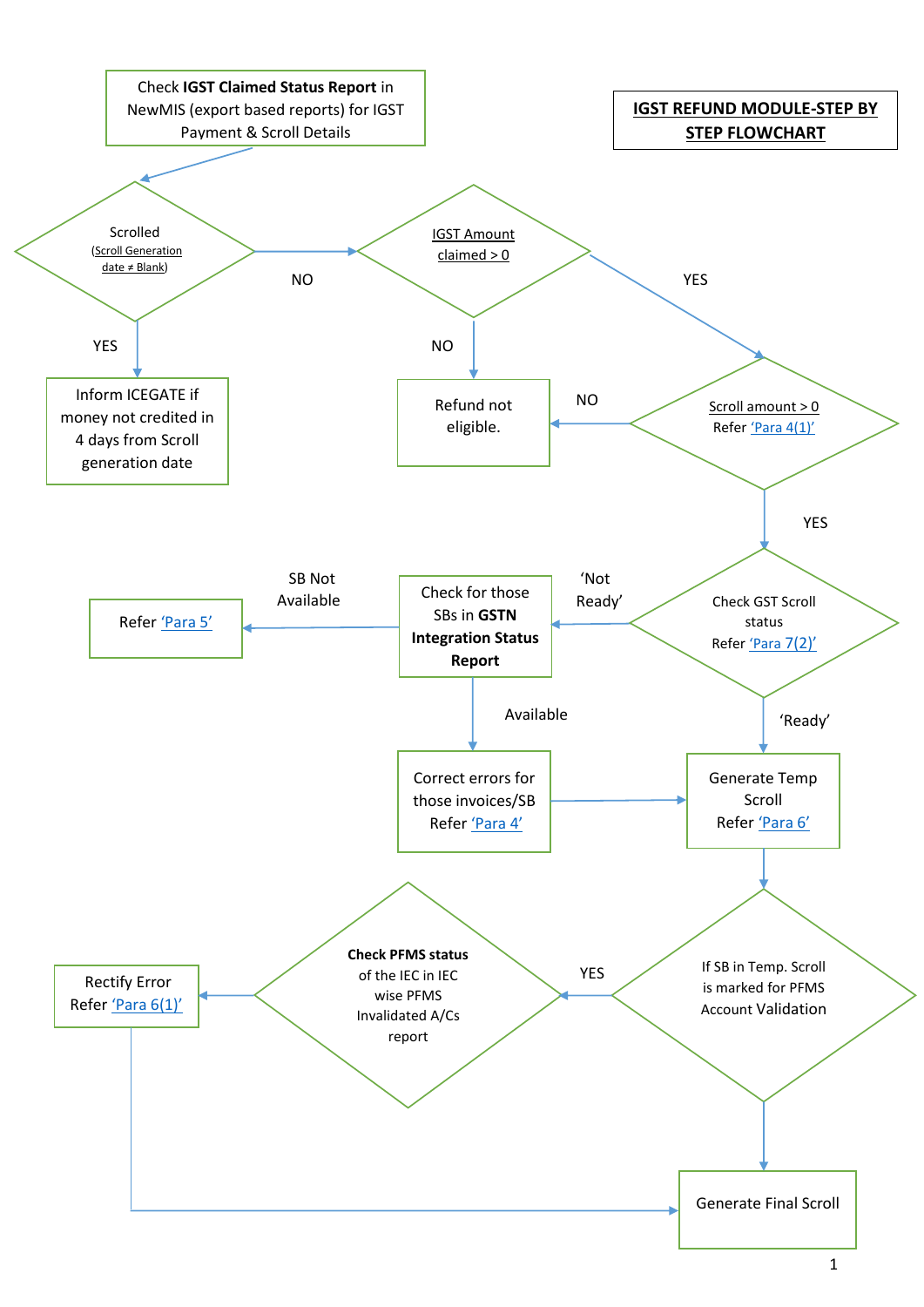# IGST REFUND MODULE-STEP BY STEP FLOWCHART

Check **IGST Claimed Status Report** in NewMIS (export based reports) for IGST Payment & Scroll Details

Scrolled (Scroll Generation date ≠ Blank)

YES → Inform ICEGATE if money not credited in 4 days from Scroll generation date

NO → IGST Amount claimed > 0

NO → Refund not eligible.

YES → Scroll amount > 0 Refer 'Para 4(1)'

NO → Refund not eligible.

YES → Check GST Scroll status Refer 'Para 7(2)'

'Not Ready' → Check for those SBs in **GSTN Integration Status Report**

SB Not Available → Refer 'Para 5'

Available → Correct errors for those invoices/SB Refer 'Para 4' → Generate Temp Scroll Refer 'Para 6'

'Ready' → Generate Temp Scroll Refer 'Para 6'

If SB in Temp. Scroll is marked for PFMS Account Validation

YES → **Check PFMS status** of the IEC in IEC wise PFMS Invalidated A/Cs report → Rectify Error Refer 'Para 6(1)' → Generate Final Scroll

Generate Final Scroll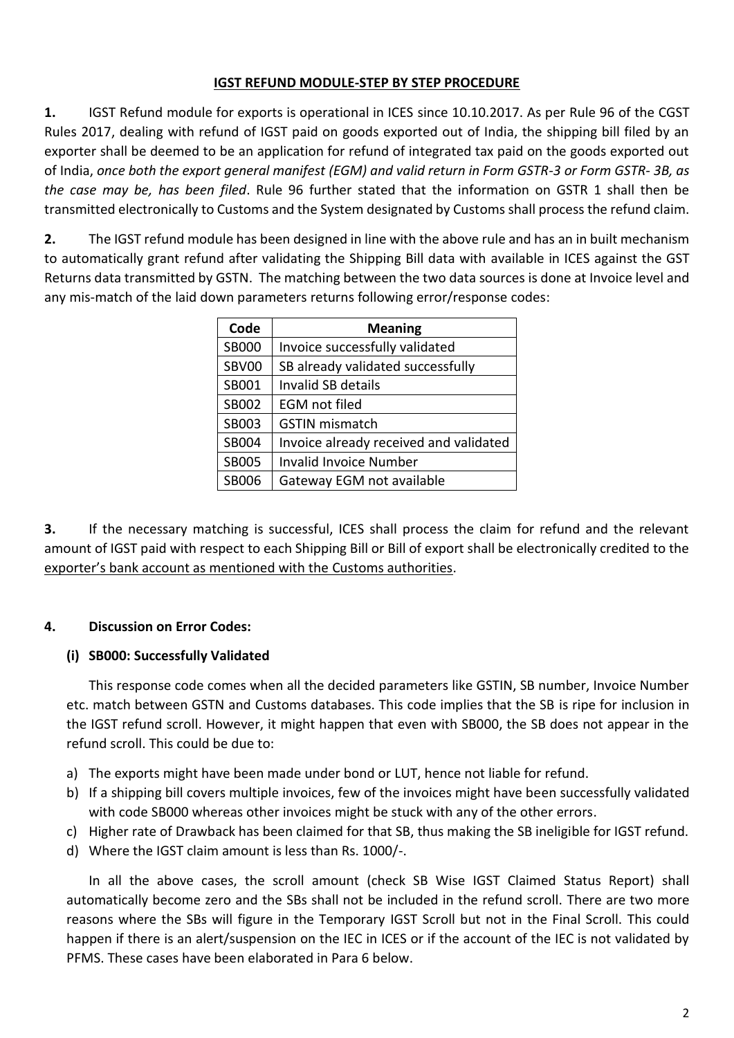## IGST REFUND MODULE-STEP BY STEP PROCEDURE

**1.** IGST Refund module for exports is operational in ICES since 10.10.2017. As per Rule 96 of the CGST Rules 2017, dealing with refund of IGST paid on goods exported out of India, the shipping bill filed by an exporter shall be deemed to be an application for refund of integrated tax paid on the goods exported out of India, *once both the export general manifest (EGM) and valid return in Form GSTR-3 or Form GSTR- 3B, as the case may be, has been filed*. Rule 96 further stated that the information on GSTR 1 shall then be transmitted electronically to Customs and the System designated by Customs shall process the refund claim.

**2.** The IGST refund module has been designed in line with the above rule and has an in built mechanism to automatically grant refund after validating the Shipping Bill data with available in ICES against the GST Returns data transmitted by GSTN. The matching between the two data sources is done at Invoice level and any mis-match of the laid down parameters returns following error/response codes:

| Code | Meaning |
|---|---|
| SB000 | Invoice successfully validated |
| SBV00 | SB already validated successfully |
| SB001 | Invalid SB details |
| SB002 | EGM not filed |
| SB003 | GSTIN mismatch |
| SB004 | Invoice already received and validated |
| SB005 | Invalid Invoice Number |
| SB006 | Gateway EGM not available |

**3.** If the necessary matching is successful, ICES shall process the claim for refund and the relevant amount of IGST paid with respect to each Shipping Bill or Bill of export shall be electronically credited to the exporter's bank account as mentioned with the Customs authorities.

**4. Discussion on Error Codes:**

**(i) SB000: Successfully Validated**

This response code comes when all the decided parameters like GSTIN, SB number, Invoice Number etc. match between GSTN and Customs databases. This code implies that the SB is ripe for inclusion in the IGST refund scroll. However, it might happen that even with SB000, the SB does not appear in the refund scroll. This could be due to:

a) The exports might have been made under bond or LUT, hence not liable for refund.
b) If a shipping bill covers multiple invoices, few of the invoices might have been successfully validated with code SB000 whereas other invoices might be stuck with any of the other errors.
c) Higher rate of Drawback has been claimed for that SB, thus making the SB ineligible for IGST refund.
d) Where the IGST claim amount is less than Rs. 1000/-.

In all the above cases, the scroll amount (check SB Wise IGST Claimed Status Report) shall automatically become zero and the SBs shall not be included in the refund scroll. There are two more reasons where the SBs will figure in the Temporary IGST Scroll but not in the Final Scroll. This could happen if there is an alert/suspension on the IEC in ICES or if the account of the IEC is not validated by PFMS. These cases have been elaborated in Para 6 below.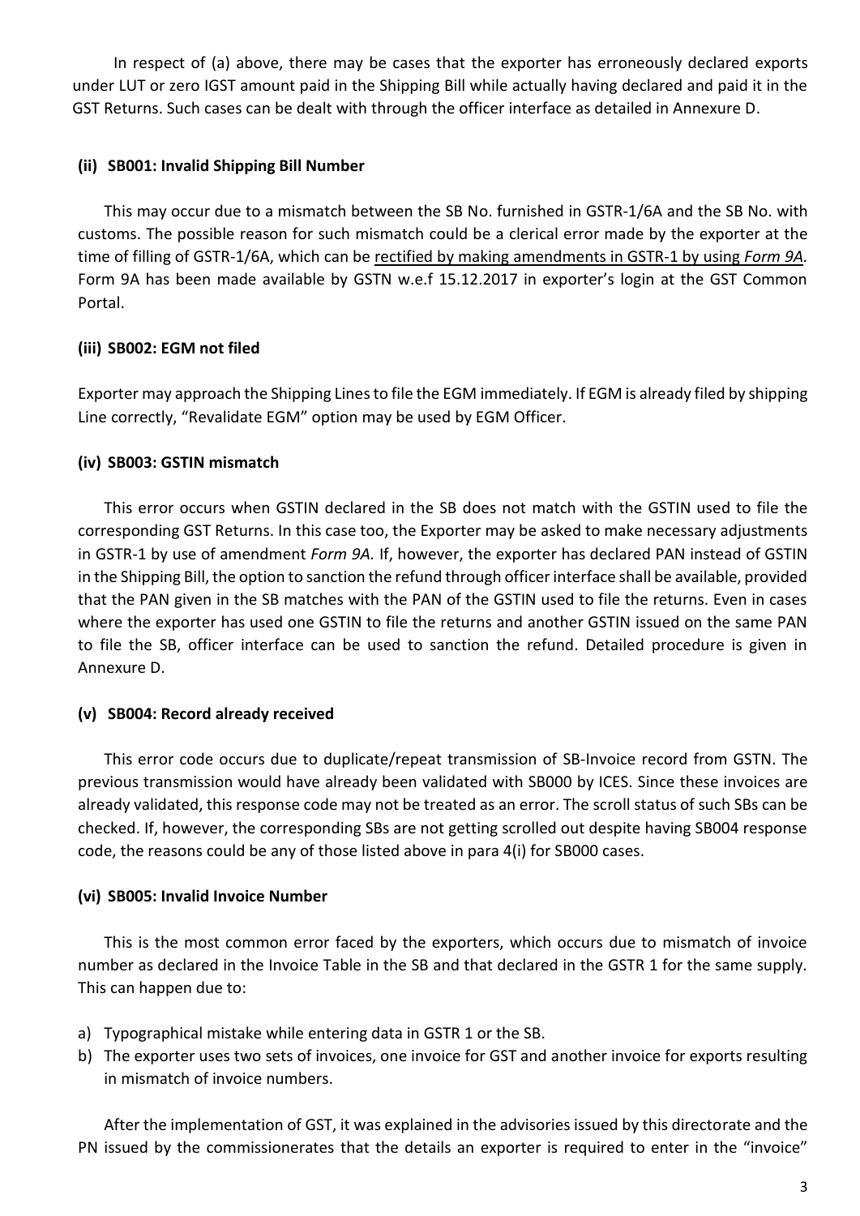In respect of (a) above, there may be cases that the exporter has erroneously declared exports under LUT or zero IGST amount paid in the Shipping Bill while actually having declared and paid it in the GST Returns. Such cases can be dealt with through the officer interface as detailed in Annexure D.

#### (ii) SB001: Invalid Shipping Bill Number

This may occur due to a mismatch between the SB No. furnished in GSTR-1/6A and the SB No. with customs. The possible reason for such mismatch could be a clerical error made by the exporter at the time of filling of GSTR-1/6A, which can be rectified by making amendments in GSTR-1 by using *Form 9A*. Form 9A has been made available by GSTN w.e.f 15.12.2017 in exporter's login at the GST Common Portal.

#### (iii) SB002: EGM not filed

Exporter may approach the Shipping Lines to file the EGM immediately. If EGM is already filed by shipping Line correctly, "Revalidate EGM" option may be used by EGM Officer.

#### (iv) SB003: GSTIN mismatch

This error occurs when GSTIN declared in the SB does not match with the GSTIN used to file the corresponding GST Returns. In this case too, the Exporter may be asked to make necessary adjustments in GSTR-1 by use of amendment *Form 9A.* If, however, the exporter has declared PAN instead of GSTIN in the Shipping Bill, the option to sanction the refund through officer interface shall be available, provided that the PAN given in the SB matches with the PAN of the GSTIN used to file the returns. Even in cases where the exporter has used one GSTIN to file the returns and another GSTIN issued on the same PAN to file the SB, officer interface can be used to sanction the refund. Detailed procedure is given in Annexure D.

#### (v) SB004: Record already received

This error code occurs due to duplicate/repeat transmission of SB-Invoice record from GSTN. The previous transmission would have already been validated with SB000 by ICES. Since these invoices are already validated, this response code may not be treated as an error. The scroll status of such SBs can be checked. If, however, the corresponding SBs are not getting scrolled out despite having SB004 response code, the reasons could be any of those listed above in para 4(i) for SB000 cases.

#### (vi) SB005: Invalid Invoice Number

This is the most common error faced by the exporters, which occurs due to mismatch of invoice number as declared in the Invoice Table in the SB and that declared in the GSTR 1 for the same supply. This can happen due to:

a) Typographical mistake while entering data in GSTR 1 or the SB.
b) The exporter uses two sets of invoices, one invoice for GST and another invoice for exports resulting in mismatch of invoice numbers.

After the implementation of GST, it was explained in the advisories issued by this directorate and the PN issued by the commissionerates that the details an exporter is required to enter in the "invoice"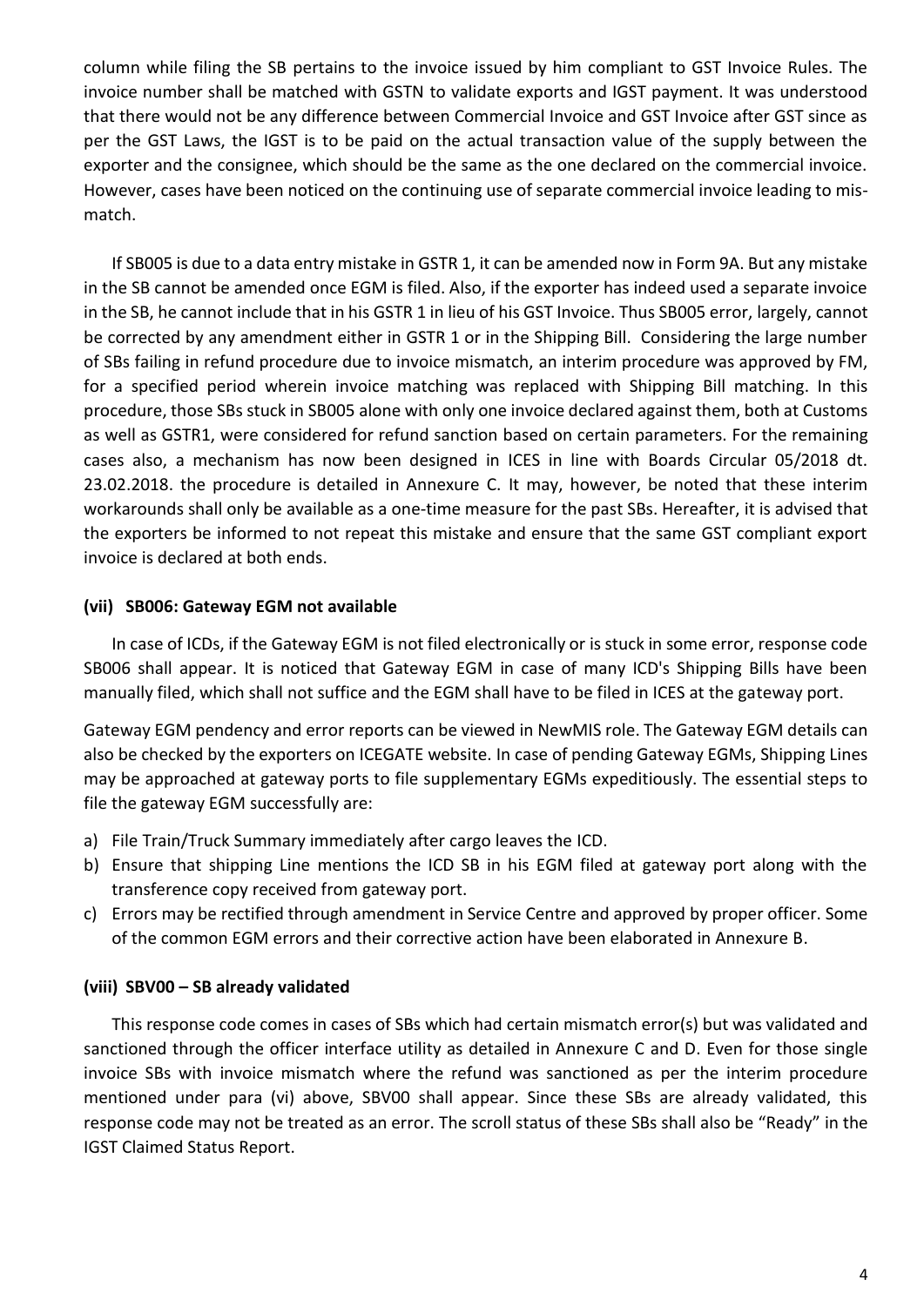column while filing the SB pertains to the invoice issued by him compliant to GST Invoice Rules. The invoice number shall be matched with GSTN to validate exports and IGST payment. It was understood that there would not be any difference between Commercial Invoice and GST Invoice after GST since as per the GST Laws, the IGST is to be paid on the actual transaction value of the supply between the exporter and the consignee, which should be the same as the one declared on the commercial invoice. However, cases have been noticed on the continuing use of separate commercial invoice leading to mis-match.

If SB005 is due to a data entry mistake in GSTR 1, it can be amended now in Form 9A. But any mistake in the SB cannot be amended once EGM is filed. Also, if the exporter has indeed used a separate invoice in the SB, he cannot include that in his GSTR 1 in lieu of his GST Invoice. Thus SB005 error, largely, cannot be corrected by any amendment either in GSTR 1 or in the Shipping Bill. Considering the large number of SBs failing in refund procedure due to invoice mismatch, an interim procedure was approved by FM, for a specified period wherein invoice matching was replaced with Shipping Bill matching. In this procedure, those SBs stuck in SB005 alone with only one invoice declared against them, both at Customs as well as GSTR1, were considered for refund sanction based on certain parameters. For the remaining cases also, a mechanism has now been designed in ICES in line with Boards Circular 05/2018 dt. 23.02.2018. the procedure is detailed in Annexure C. It may, however, be noted that these interim workarounds shall only be available as a one-time measure for the past SBs. Hereafter, it is advised that the exporters be informed to not repeat this mistake and ensure that the same GST compliant export invoice is declared at both ends.

### (vii) SB006: Gateway EGM not available

In case of ICDs, if the Gateway EGM is not filed electronically or is stuck in some error, response code SB006 shall appear. It is noticed that Gateway EGM in case of many ICD's Shipping Bills have been manually filed, which shall not suffice and the EGM shall have to be filed in ICES at the gateway port.

Gateway EGM pendency and error reports can be viewed in NewMIS role. The Gateway EGM details can also be checked by the exporters on ICEGATE website. In case of pending Gateway EGMs, Shipping Lines may be approached at gateway ports to file supplementary EGMs expeditiously. The essential steps to file the gateway EGM successfully are:

a) File Train/Truck Summary immediately after cargo leaves the ICD.
b) Ensure that shipping Line mentions the ICD SB in his EGM filed at gateway port along with the transference copy received from gateway port.
c) Errors may be rectified through amendment in Service Centre and approved by proper officer. Some of the common EGM errors and their corrective action have been elaborated in Annexure B.

### (viii) SBV00 – SB already validated

This response code comes in cases of SBs which had certain mismatch error(s) but was validated and sanctioned through the officer interface utility as detailed in Annexure C and D. Even for those single invoice SBs with invoice mismatch where the refund was sanctioned as per the interim procedure mentioned under para (vi) above, SBV00 shall appear. Since these SBs are already validated, this response code may not be treated as an error. The scroll status of these SBs shall also be "Ready" in the IGST Claimed Status Report.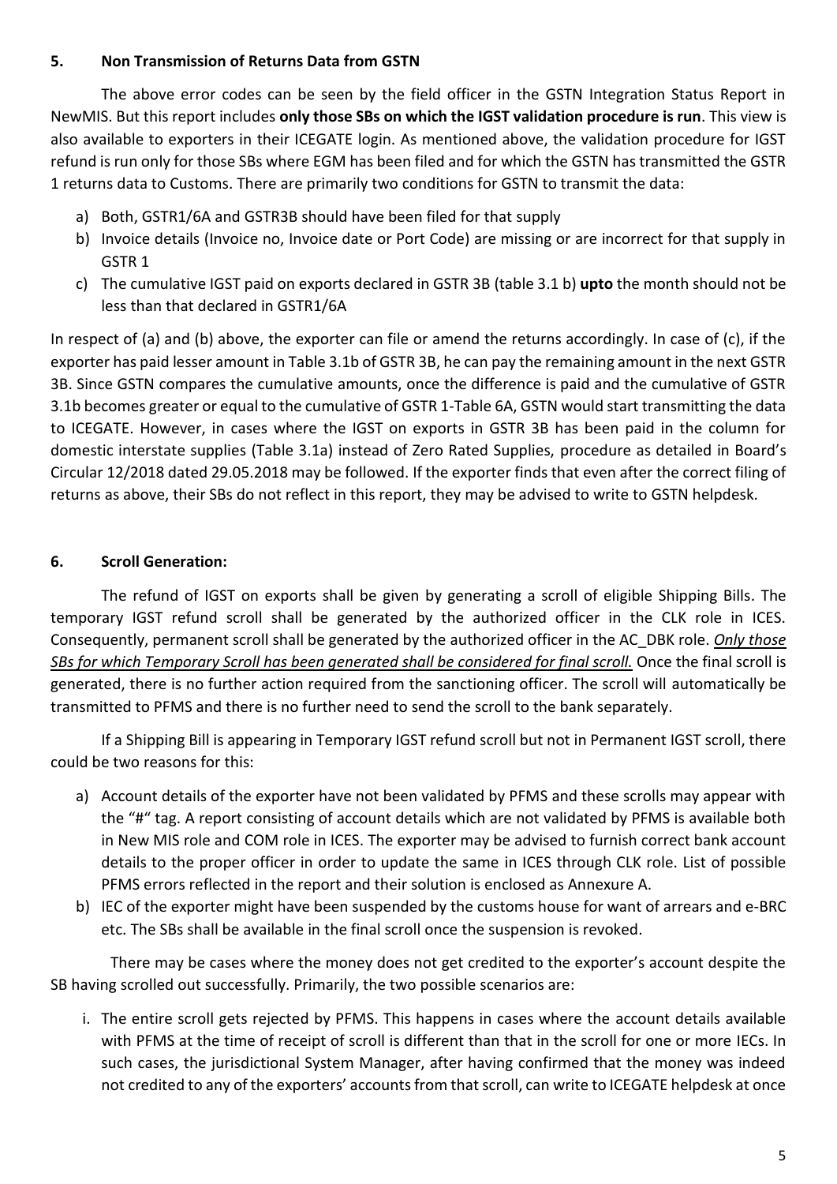## 5. Non Transmission of Returns Data from GSTN

The above error codes can be seen by the field officer in the GSTN Integration Status Report in NewMIS. But this report includes **only those SBs on which the IGST validation procedure is run**. This view is also available to exporters in their ICEGATE login. As mentioned above, the validation procedure for IGST refund is run only for those SBs where EGM has been filed and for which the GSTN has transmitted the GSTR 1 returns data to Customs. There are primarily two conditions for GSTN to transmit the data:

a) Both, GSTR1/6A and GSTR3B should have been filed for that supply
b) Invoice details (Invoice no, Invoice date or Port Code) are missing or are incorrect for that supply in GSTR 1
c) The cumulative IGST paid on exports declared in GSTR 3B (table 3.1 b) **upto** the month should not be less than that declared in GSTR1/6A

In respect of (a) and (b) above, the exporter can file or amend the returns accordingly. In case of (c), if the exporter has paid lesser amount in Table 3.1b of GSTR 3B, he can pay the remaining amount in the next GSTR 3B. Since GSTN compares the cumulative amounts, once the difference is paid and the cumulative of GSTR 3.1b becomes greater or equal to the cumulative of GSTR 1-Table 6A, GSTN would start transmitting the data to ICEGATE. However, in cases where the IGST on exports in GSTR 3B has been paid in the column for domestic interstate supplies (Table 3.1a) instead of Zero Rated Supplies, procedure as detailed in Board's Circular 12/2018 dated 29.05.2018 may be followed. If the exporter finds that even after the correct filing of returns as above, their SBs do not reflect in this report, they may be advised to write to GSTN helpdesk.

## 6. Scroll Generation:

The refund of IGST on exports shall be given by generating a scroll of eligible Shipping Bills. The temporary IGST refund scroll shall be generated by the authorized officer in the CLK role in ICES. Consequently, permanent scroll shall be generated by the authorized officer in the AC_DBK role. ***Only those SBs for which Temporary Scroll has been generated shall be considered for final scroll.*** Once the final scroll is generated, there is no further action required from the sanctioning officer. The scroll will automatically be transmitted to PFMS and there is no further need to send the scroll to the bank separately.

If a Shipping Bill is appearing in Temporary IGST refund scroll but not in Permanent IGST scroll, there could be two reasons for this:

a) Account details of the exporter have not been validated by PFMS and these scrolls may appear with the "#" tag. A report consisting of account details which are not validated by PFMS is available both in New MIS role and COM role in ICES. The exporter may be advised to furnish correct bank account details to the proper officer in order to update the same in ICES through CLK role. List of possible PFMS errors reflected in the report and their solution is enclosed as Annexure A.
b) IEC of the exporter might have been suspended by the customs house for want of arrears and e-BRC etc. The SBs shall be available in the final scroll once the suspension is revoked.

There may be cases where the money does not get credited to the exporter's account despite the SB having scrolled out successfully. Primarily, the two possible scenarios are:

i. The entire scroll gets rejected by PFMS. This happens in cases where the account details available with PFMS at the time of receipt of scroll is different than that in the scroll for one or more IECs. In such cases, the jurisdictional System Manager, after having confirmed that the money was indeed not credited to any of the exporters' accounts from that scroll, can write to ICEGATE helpdesk at once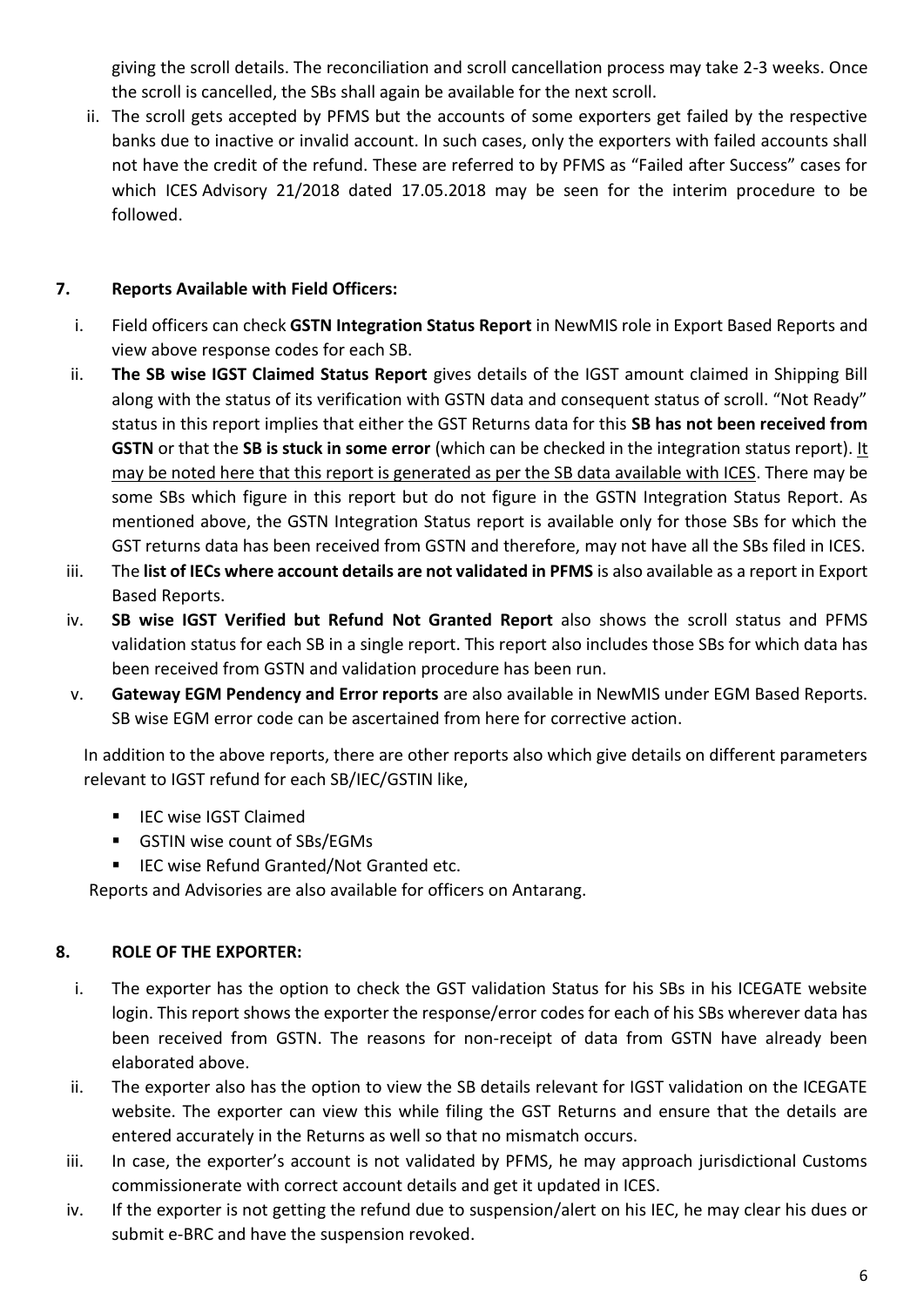giving the scroll details. The reconciliation and scroll cancellation process may take 2-3 weeks. Once the scroll is cancelled, the SBs shall again be available for the next scroll.

ii. The scroll gets accepted by PFMS but the accounts of some exporters get failed by the respective banks due to inactive or invalid account. In such cases, only the exporters with failed accounts shall not have the credit of the refund. These are referred to by PFMS as "Failed after Success" cases for which ICES Advisory 21/2018 dated 17.05.2018 may be seen for the interim procedure to be followed.

## 7. Reports Available with Field Officers:

i. Field officers can check **GSTN Integration Status Report** in NewMIS role in Export Based Reports and view above response codes for each SB.

ii. **The SB wise IGST Claimed Status Report** gives details of the IGST amount claimed in Shipping Bill along with the status of its verification with GSTN data and consequent status of scroll. "Not Ready" status in this report implies that either the GST Returns data for this **SB has not been received from GSTN** or that the **SB is stuck in some error** (which can be checked in the integration status report). It may be noted here that this report is generated as per the SB data available with ICES. There may be some SBs which figure in this report but do not figure in the GSTN Integration Status Report. As mentioned above, the GSTN Integration Status report is available only for those SBs for which the GST returns data has been received from GSTN and therefore, may not have all the SBs filed in ICES.

iii. The **list of IECs where account details are not validated in PFMS** is also available as a report in Export Based Reports.

iv. **SB wise IGST Verified but Refund Not Granted Report** also shows the scroll status and PFMS validation status for each SB in a single report. This report also includes those SBs for which data has been received from GSTN and validation procedure has been run.

v. **Gateway EGM Pendency and Error reports** are also available in NewMIS under EGM Based Reports. SB wise EGM error code can be ascertained from here for corrective action.

In addition to the above reports, there are other reports also which give details on different parameters relevant to IGST refund for each SB/IEC/GSTIN like,

- IEC wise IGST Claimed
- GSTIN wise count of SBs/EGMs
- IEC wise Refund Granted/Not Granted etc.

Reports and Advisories are also available for officers on Antarang.

## 8. ROLE OF THE EXPORTER:

i. The exporter has the option to check the GST validation Status for his SBs in his ICEGATE website login. This report shows the exporter the response/error codes for each of his SBs wherever data has been received from GSTN. The reasons for non-receipt of data from GSTN have already been elaborated above.

ii. The exporter also has the option to view the SB details relevant for IGST validation on the ICEGATE website. The exporter can view this while filing the GST Returns and ensure that the details are entered accurately in the Returns as well so that no mismatch occurs.

iii. In case, the exporter's account is not validated by PFMS, he may approach jurisdictional Customs commissionerate with correct account details and get it updated in ICES.

iv. If the exporter is not getting the refund due to suspension/alert on his IEC, he may clear his dues or submit e-BRC and have the suspension revoked.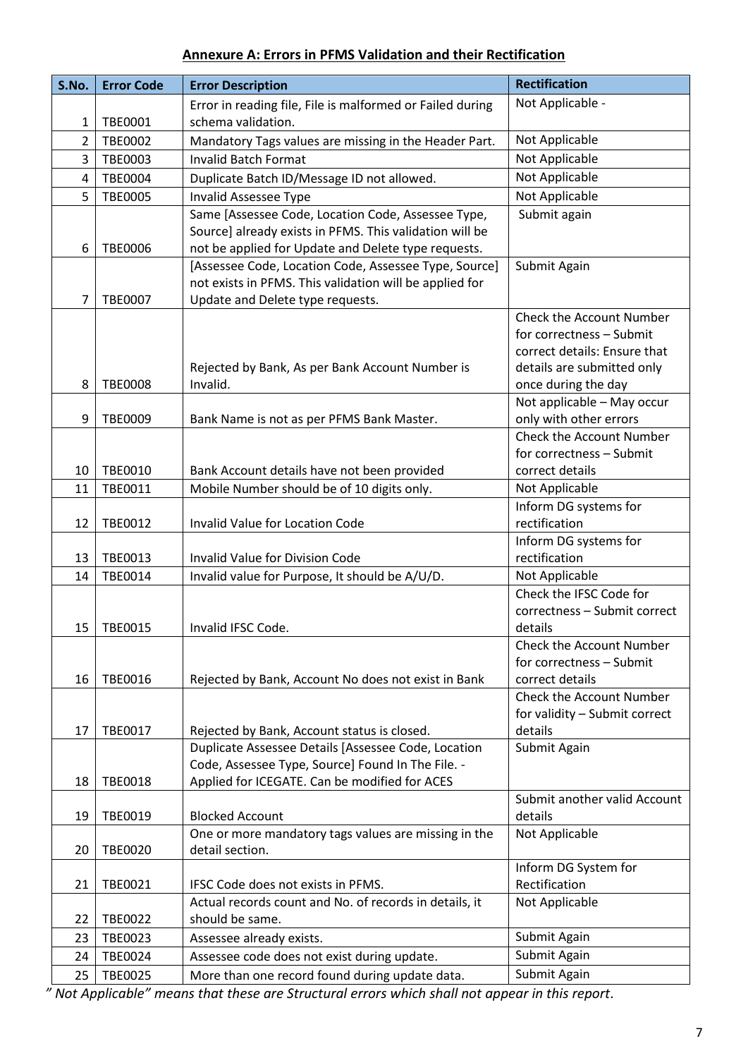## Annexure A: Errors in PFMS Validation and their Rectification

| S.No. | Error Code | Error Description | Rectification |
|---|---|---|---|
| 1 | TBE0001 | Error in reading file, File is malformed or Failed during schema validation. | Not Applicable - |
| 2 | TBE0002 | Mandatory Tags values are missing in the Header Part. | Not Applicable |
| 3 | TBE0003 | Invalid Batch Format | Not Applicable |
| 4 | TBE0004 | Duplicate Batch ID/Message ID not allowed. | Not Applicable |
| 5 | TBE0005 | Invalid Assessee Type | Not Applicable |
| 6 | TBE0006 | Same [Assessee Code, Location Code, Assessee Type, Source] already exists in PFMS. This validation will be not be applied for Update and Delete type requests. | Submit again |
| 7 | TBE0007 | [Assessee Code, Location Code, Assessee Type, Source] not exists in PFMS. This validation will be applied for Update and Delete type requests. | Submit Again |
| 8 | TBE0008 | Rejected by Bank, As per Bank Account Number is Invalid. | Check the Account Number for correctness – Submit correct details: Ensure that details are submitted only once during the day |
| 9 | TBE0009 | Bank Name is not as per PFMS Bank Master. | Not applicable – May occur only with other errors |
| 10 | TBE0010 | Bank Account details have not been provided | Check the Account Number for correctness – Submit correct details |
| 11 | TBE0011 | Mobile Number should be of 10 digits only. | Not Applicable |
| 12 | TBE0012 | Invalid Value for Location Code | Inform DG systems for rectification |
| 13 | TBE0013 | Invalid Value for Division Code | Inform DG systems for rectification |
| 14 | TBE0014 | Invalid value for Purpose, It should be A/U/D. | Not Applicable |
| 15 | TBE0015 | Invalid IFSC Code. | Check the IFSC Code for correctness – Submit correct details |
| 16 | TBE0016 | Rejected by Bank, Account No does not exist in Bank | Check the Account Number for correctness – Submit correct details |
| 17 | TBE0017 | Rejected by Bank, Account status is closed. | Check the Account Number for validity – Submit correct details |
| 18 | TBE0018 | Duplicate Assessee Details [Assessee Code, Location Code, Assessee Type, Source] Found In The File. - Applied for ICEGATE. Can be modified for ACES | Submit Again |
| 19 | TBE0019 | Blocked Account | Submit another valid Account details |
| 20 | TBE0020 | One or more mandatory tags values are missing in the detail section. | Not Applicable |
| 21 | TBE0021 | IFSC Code does not exists in PFMS. | Inform DG System for Rectification |
| 22 | TBE0022 | Actual records count and No. of records in details, it should be same. | Not Applicable |
| 23 | TBE0023 | Assessee already exists. | Submit Again |
| 24 | TBE0024 | Assessee code does not exist during update. | Submit Again |
| 25 | TBE0025 | More than one record found during update data. | Submit Again |

*" Not Applicable" means that these are Structural errors which shall not appear in this report.*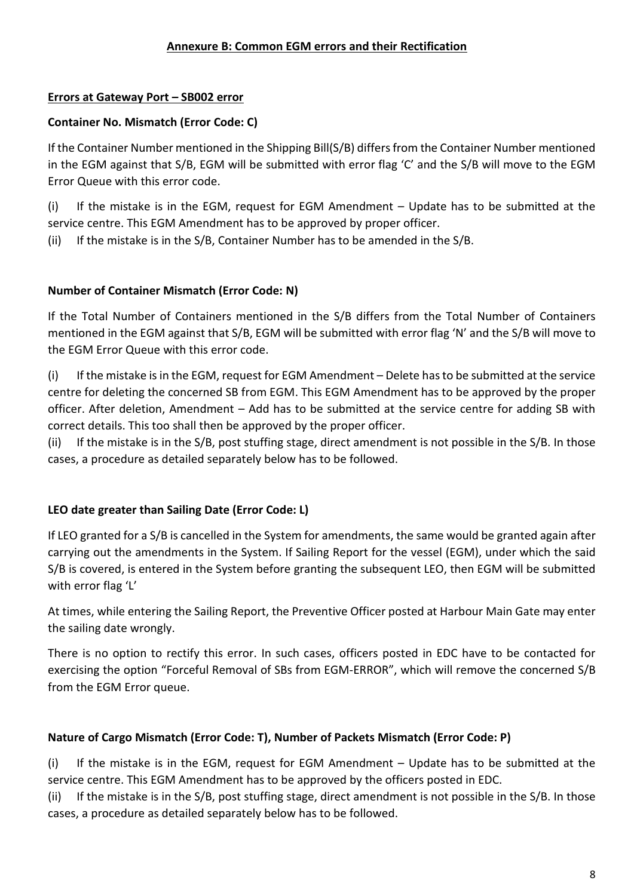## Annexure B: Common EGM errors and their Rectification

### Errors at Gateway Port – SB002 error

#### Container No. Mismatch (Error Code: C)

If the Container Number mentioned in the Shipping Bill(S/B) differs from the Container Number mentioned in the EGM against that S/B, EGM will be submitted with error flag 'C' and the S/B will move to the EGM Error Queue with this error code.

(i) If the mistake is in the EGM, request for EGM Amendment – Update has to be submitted at the service centre. This EGM Amendment has to be approved by proper officer.

(ii) If the mistake is in the S/B, Container Number has to be amended in the S/B.

#### Number of Container Mismatch (Error Code: N)

If the Total Number of Containers mentioned in the S/B differs from the Total Number of Containers mentioned in the EGM against that S/B, EGM will be submitted with error flag 'N' and the S/B will move to the EGM Error Queue with this error code.

(i) If the mistake is in the EGM, request for EGM Amendment – Delete has to be submitted at the service centre for deleting the concerned SB from EGM. This EGM Amendment has to be approved by the proper officer. After deletion, Amendment – Add has to be submitted at the service centre for adding SB with correct details. This too shall then be approved by the proper officer.

(ii) If the mistake is in the S/B, post stuffing stage, direct amendment is not possible in the S/B. In those cases, a procedure as detailed separately below has to be followed.

#### LEO date greater than Sailing Date (Error Code: L)

If LEO granted for a S/B is cancelled in the System for amendments, the same would be granted again after carrying out the amendments in the System. If Sailing Report for the vessel (EGM), under which the said S/B is covered, is entered in the System before granting the subsequent LEO, then EGM will be submitted with error flag 'L'

At times, while entering the Sailing Report, the Preventive Officer posted at Harbour Main Gate may enter the sailing date wrongly.

There is no option to rectify this error. In such cases, officers posted in EDC have to be contacted for exercising the option "Forceful Removal of SBs from EGM-ERROR", which will remove the concerned S/B from the EGM Error queue.

#### Nature of Cargo Mismatch (Error Code: T), Number of Packets Mismatch (Error Code: P)

(i) If the mistake is in the EGM, request for EGM Amendment – Update has to be submitted at the service centre. This EGM Amendment has to be approved by the officers posted in EDC.

(ii) If the mistake is in the S/B, post stuffing stage, direct amendment is not possible in the S/B. In those cases, a procedure as detailed separately below has to be followed.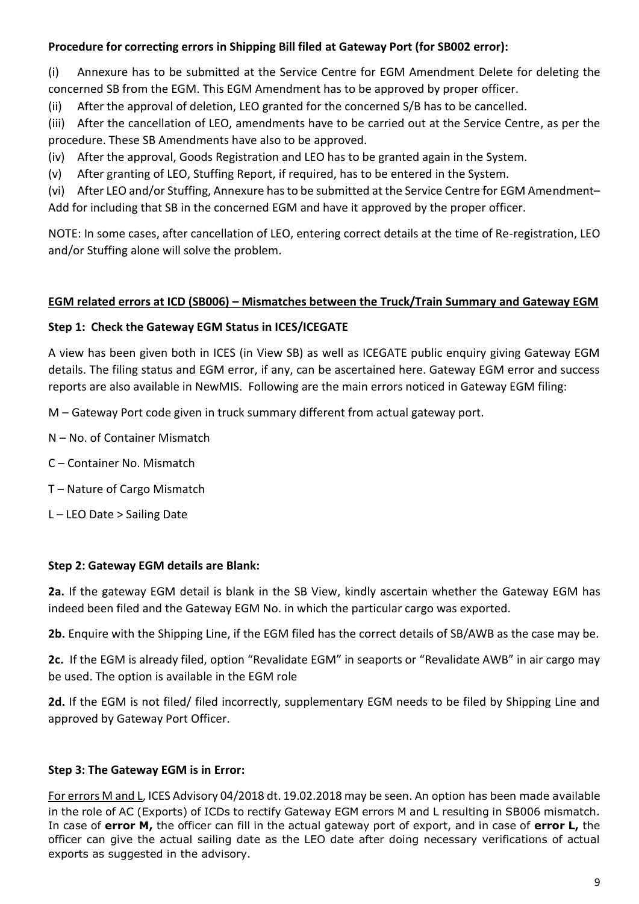**Procedure for correcting errors in Shipping Bill filed at Gateway Port (for SB002 error):**

(i) Annexure has to be submitted at the Service Centre for EGM Amendment Delete for deleting the concerned SB from the EGM. This EGM Amendment has to be approved by proper officer.

(ii) After the approval of deletion, LEO granted for the concerned S/B has to be cancelled.

(iii) After the cancellation of LEO, amendments have to be carried out at the Service Centre, as per the procedure. These SB Amendments have also to be approved.

(iv) After the approval, Goods Registration and LEO has to be granted again in the System.

(v) After granting of LEO, Stuffing Report, if required, has to be entered in the System.

(vi) After LEO and/or Stuffing, Annexure has to be submitted at the Service Centre for EGM Amendment– Add for including that SB in the concerned EGM and have it approved by the proper officer.

NOTE: In some cases, after cancellation of LEO, entering correct details at the time of Re-registration, LEO and/or Stuffing alone will solve the problem.

**EGM related errors at ICD (SB006) – Mismatches between the Truck/Train Summary and Gateway EGM**

**Step 1: Check the Gateway EGM Status in ICES/ICEGATE**

A view has been given both in ICES (in View SB) as well as ICEGATE public enquiry giving Gateway EGM details. The filing status and EGM error, if any, can be ascertained here. Gateway EGM error and success reports are also available in NewMIS. Following are the main errors noticed in Gateway EGM filing:

M – Gateway Port code given in truck summary different from actual gateway port.

N – No. of Container Mismatch

C – Container No. Mismatch

T – Nature of Cargo Mismatch

L – LEO Date > Sailing Date

**Step 2: Gateway EGM details are Blank:**

**2a.** If the gateway EGM detail is blank in the SB View, kindly ascertain whether the Gateway EGM has indeed been filed and the Gateway EGM No. in which the particular cargo was exported.

**2b.** Enquire with the Shipping Line, if the EGM filed has the correct details of SB/AWB as the case may be.

**2c.** If the EGM is already filed, option "Revalidate EGM" in seaports or "Revalidate AWB" in air cargo may be used. The option is available in the EGM role

**2d.** If the EGM is not filed/ filed incorrectly, supplementary EGM needs to be filed by Shipping Line and approved by Gateway Port Officer.

**Step 3: The Gateway EGM is in Error:**

For errors M and L, ICES Advisory 04/2018 dt. 19.02.2018 may be seen. An option has been made available in the role of AC (Exports) of ICDs to rectify Gateway EGM errors M and L resulting in SB006 mismatch. In case of **error M,** the officer can fill in the actual gateway port of export, and in case of **error L,** the officer can give the actual sailing date as the LEO date after doing necessary verifications of actual exports as suggested in the advisory.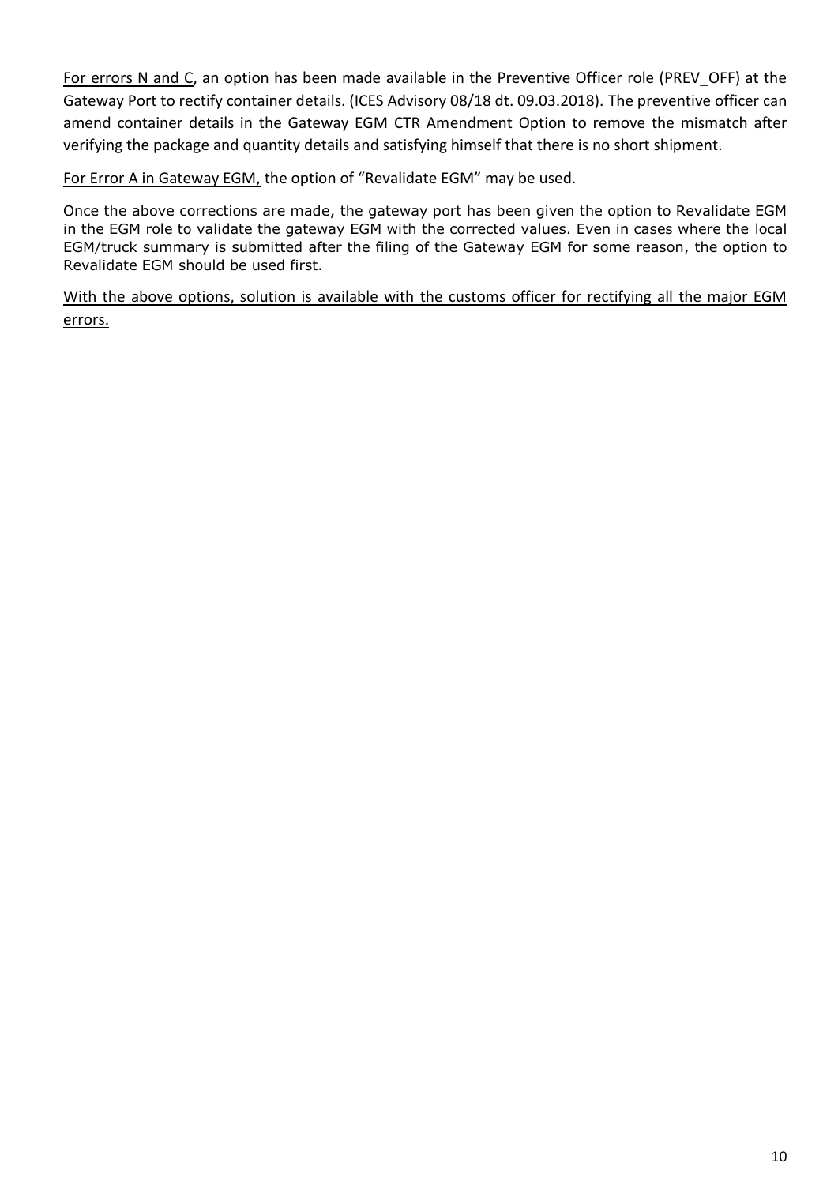<u>For errors N and C</u>, an option has been made available in the Preventive Officer role (PREV_OFF) at the Gateway Port to rectify container details. (ICES Advisory 08/18 dt. 09.03.2018). The preventive officer can amend container details in the Gateway EGM CTR Amendment Option to remove the mismatch after verifying the package and quantity details and satisfying himself that there is no short shipment.

<u>For Error A in Gateway EGM,</u> the option of "Revalidate EGM" may be used.

Once the above corrections are made, the gateway port has been given the option to Revalidate EGM in the EGM role to validate the gateway EGM with the corrected values. Even in cases where the local EGM/truck summary is submitted after the filing of the Gateway EGM for some reason, the option to Revalidate EGM should be used first.

<u>With the above options, solution is available with the customs officer for rectifying all the major EGM errors.</u>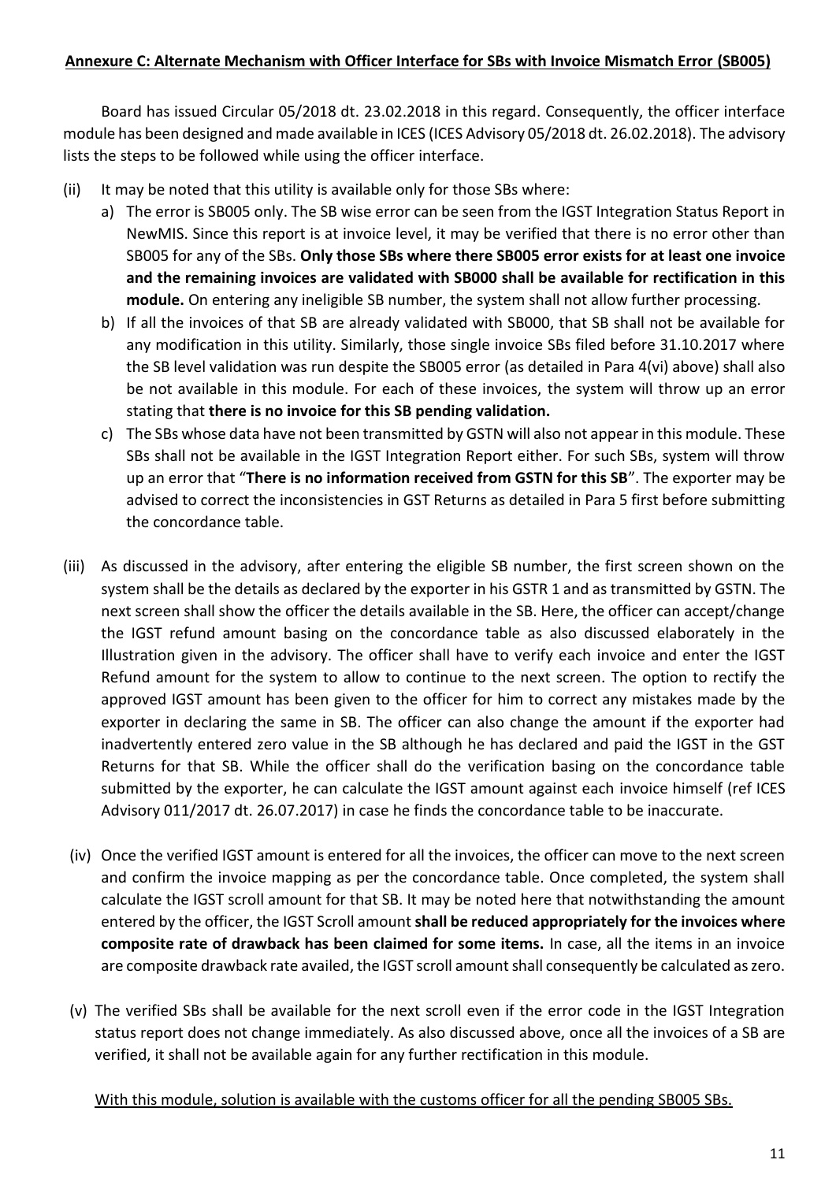**<u>Annexure C: Alternate Mechanism with Officer Interface for SBs with Invoice Mismatch Error (SB005)</u>**

Board has issued Circular 05/2018 dt. 23.02.2018 in this regard. Consequently, the officer interface module has been designed and made available in ICES (ICES Advisory 05/2018 dt. 26.02.2018). The advisory lists the steps to be followed while using the officer interface.

(ii) It may be noted that this utility is available only for those SBs where:

a) The error is SB005 only. The SB wise error can be seen from the IGST Integration Status Report in NewMIS. Since this report is at invoice level, it may be verified that there is no error other than SB005 for any of the SBs. **Only those SBs where there SB005 error exists for at least one invoice and the remaining invoices are validated with SB000 shall be available for rectification in this module.** On entering any ineligible SB number, the system shall not allow further processing.

b) If all the invoices of that SB are already validated with SB000, that SB shall not be available for any modification in this utility. Similarly, those single invoice SBs filed before 31.10.2017 where the SB level validation was run despite the SB005 error (as detailed in Para 4(vi) above) shall also be not available in this module. For each of these invoices, the system will throw up an error stating that **there is no invoice for this SB pending validation.**

c) The SBs whose data have not been transmitted by GSTN will also not appear in this module. These SBs shall not be available in the IGST Integration Report either. For such SBs, system will throw up an error that "**There is no information received from GSTN for this SB**". The exporter may be advised to correct the inconsistencies in GST Returns as detailed in Para 5 first before submitting the concordance table.

(iii) As discussed in the advisory, after entering the eligible SB number, the first screen shown on the system shall be the details as declared by the exporter in his GSTR 1 and as transmitted by GSTN. The next screen shall show the officer the details available in the SB. Here, the officer can accept/change the IGST refund amount basing on the concordance table as also discussed elaborately in the Illustration given in the advisory. The officer shall have to verify each invoice and enter the IGST Refund amount for the system to allow to continue to the next screen. The option to rectify the approved IGST amount has been given to the officer for him to correct any mistakes made by the exporter in declaring the same in SB. The officer can also change the amount if the exporter had inadvertently entered zero value in the SB although he has declared and paid the IGST in the GST Returns for that SB. While the officer shall do the verification basing on the concordance table submitted by the exporter, he can calculate the IGST amount against each invoice himself (ref ICES Advisory 011/2017 dt. 26.07.2017) in case he finds the concordance table to be inaccurate.

(iv) Once the verified IGST amount is entered for all the invoices, the officer can move to the next screen and confirm the invoice mapping as per the concordance table. Once completed, the system shall calculate the IGST scroll amount for that SB. It may be noted here that notwithstanding the amount entered by the officer, the IGST Scroll amount **shall be reduced appropriately for the invoices where composite rate of drawback has been claimed for some items.** In case, all the items in an invoice are composite drawback rate availed, the IGST scroll amount shall consequently be calculated as zero.

(v) The verified SBs shall be available for the next scroll even if the error code in the IGST Integration status report does not change immediately. As also discussed above, once all the invoices of a SB are verified, it shall not be available again for any further rectification in this module.

<u>With this module, solution is available with the customs officer for all the pending SB005 SBs.</u>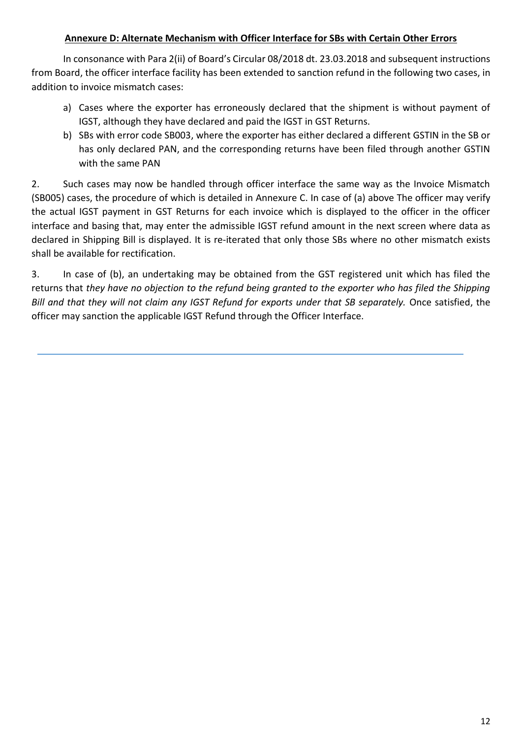## Annexure D: Alternate Mechanism with Officer Interface for SBs with Certain Other Errors

In consonance with Para 2(ii) of Board's Circular 08/2018 dt. 23.03.2018 and subsequent instructions from Board, the officer interface facility has been extended to sanction refund in the following two cases, in addition to invoice mismatch cases:

a) Cases where the exporter has erroneously declared that the shipment is without payment of IGST, although they have declared and paid the IGST in GST Returns.

b) SBs with error code SB003, where the exporter has either declared a different GSTIN in the SB or has only declared PAN, and the corresponding returns have been filed through another GSTIN with the same PAN

2. Such cases may now be handled through officer interface the same way as the Invoice Mismatch (SB005) cases, the procedure of which is detailed in Annexure C. In case of (a) above The officer may verify the actual IGST payment in GST Returns for each invoice which is displayed to the officer in the officer interface and basing that, may enter the admissible IGST refund amount in the next screen where data as declared in Shipping Bill is displayed. It is re-iterated that only those SBs where no other mismatch exists shall be available for rectification.

3. In case of (b), an undertaking may be obtained from the GST registered unit which has filed the returns that *they have no objection to the refund being granted to the exporter who has filed the Shipping Bill and that they will not claim any IGST Refund for exports under that SB separately.* Once satisfied, the officer may sanction the applicable IGST Refund through the Officer Interface.